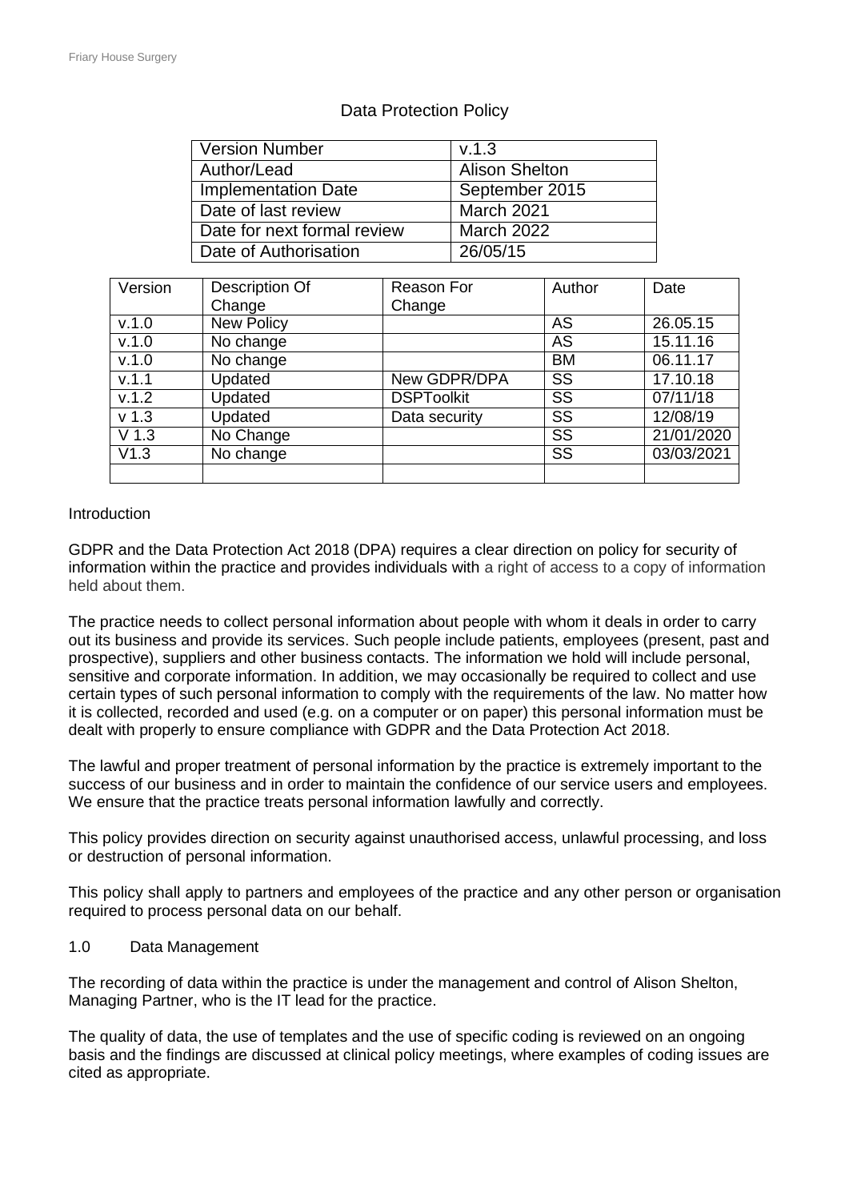# Data Protection Policy

| Version Number | v.1.3 |
|---|---|
| Author/Lead | Alison Shelton |
| Implementation Date | September 2015 |
| Date of last review | March 2021 |
| Date for next formal review | March 2022 |
| Date of Authorisation | 26/05/15 |

| Version | Description Of Change | Reason For Change | Author | Date |
|---|---|---|---|---|
| v.1.0 | New Policy | | AS | 26.05.15 |
| v.1.0 | No change | | AS | 15.11.16 |
| v.1.0 | No change | | BM | 06.11.17 |
| v.1.1 | Updated | New GDPR/DPA | SS | 17.10.18 |
| v.1.2 | Updated | DSPToolkit | SS | 07/11/18 |
| v 1.3 | Updated | Data security | SS | 12/08/19 |
| V 1.3 | No Change | | SS | 21/01/2020 |
| V1.3 | No change | | SS | 03/03/2021 |
| | | | | |

## Introduction

GDPR and the Data Protection Act 2018 (DPA) requires a clear direction on policy for security of information within the practice and provides individuals with a right of access to a copy of information held about them.

The practice needs to collect personal information about people with whom it deals in order to carry out its business and provide its services. Such people include patients, employees (present, past and prospective), suppliers and other business contacts. The information we hold will include personal, sensitive and corporate information. In addition, we may occasionally be required to collect and use certain types of such personal information to comply with the requirements of the law. No matter how it is collected, recorded and used (e.g. on a computer or on paper) this personal information must be dealt with properly to ensure compliance with GDPR and the Data Protection Act 2018.

The lawful and proper treatment of personal information by the practice is extremely important to the success of our business and in order to maintain the confidence of our service users and employees. We ensure that the practice treats personal information lawfully and correctly.

This policy provides direction on security against unauthorised access, unlawful processing, and loss or destruction of personal information.

This policy shall apply to partners and employees of the practice and any other person or organisation required to process personal data on our behalf.

## 1.0 Data Management

The recording of data within the practice is under the management and control of Alison Shelton, Managing Partner, who is the IT lead for the practice.

The quality of data, the use of templates and the use of specific coding is reviewed on an ongoing basis and the findings are discussed at clinical policy meetings, where examples of coding issues are cited as appropriate.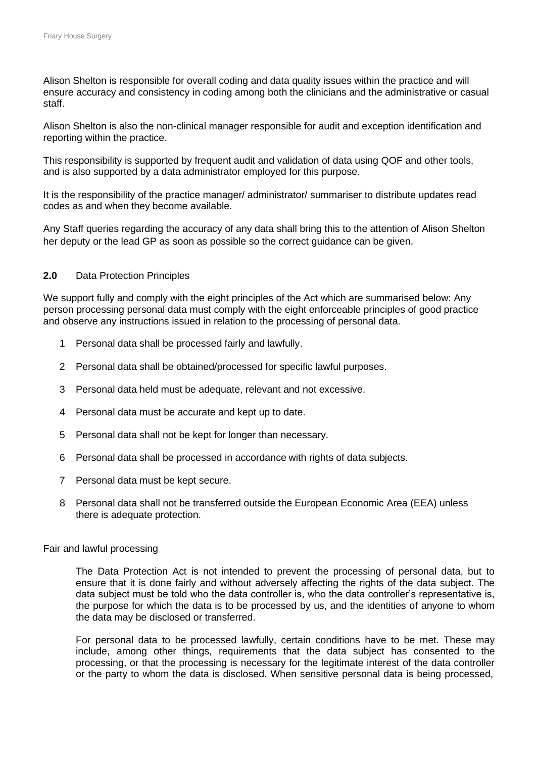Alison Shelton is responsible for overall coding and data quality issues within the practice and will ensure accuracy and consistency in coding among both the clinicians and the administrative or casual staff.

Alison Shelton is also the non-clinical manager responsible for audit and exception identification and reporting within the practice.

This responsibility is supported by frequent audit and validation of data using QOF and other tools, and is also supported by a data administrator employed for this purpose.

It is the responsibility of the practice manager/ administrator/ summariser to distribute updates read codes as and when they become available.

Any Staff queries regarding the accuracy of any data shall bring this to the attention of Alison Shelton her deputy or the lead GP as soon as possible so the correct guidance can be given.

## 2.0 Data Protection Principles

We support fully and comply with the eight principles of the Act which are summarised below: Any person processing personal data must comply with the eight enforceable principles of good practice and observe any instructions issued in relation to the processing of personal data.

1. Personal data shall be processed fairly and lawfully.
2. Personal data shall be obtained/processed for specific lawful purposes.
3. Personal data held must be adequate, relevant and not excessive.
4. Personal data must be accurate and kept up to date.
5. Personal data shall not be kept for longer than necessary.
6. Personal data shall be processed in accordance with rights of data subjects.
7. Personal data must be kept secure.
8. Personal data shall not be transferred outside the European Economic Area (EEA) unless there is adequate protection.

Fair and lawful processing

The Data Protection Act is not intended to prevent the processing of personal data, but to ensure that it is done fairly and without adversely affecting the rights of the data subject. The data subject must be told who the data controller is, who the data controller's representative is, the purpose for which the data is to be processed by us, and the identities of anyone to whom the data may be disclosed or transferred.

For personal data to be processed lawfully, certain conditions have to be met. These may include, among other things, requirements that the data subject has consented to the processing, or that the processing is necessary for the legitimate interest of the data controller or the party to whom the data is disclosed. When sensitive personal data is being processed,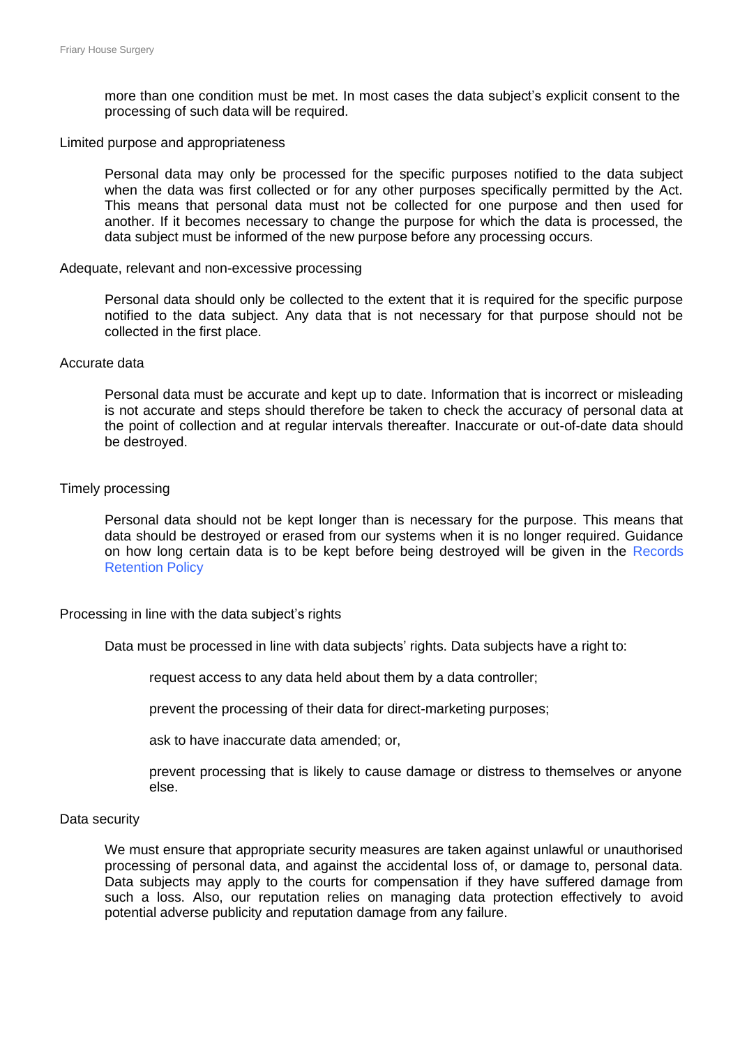more than one condition must be met. In most cases the data subject's explicit consent to the processing of such data will be required.

### Limited purpose and appropriateness

Personal data may only be processed for the specific purposes notified to the data subject when the data was first collected or for any other purposes specifically permitted by the Act. This means that personal data must not be collected for one purpose and then used for another. If it becomes necessary to change the purpose for which the data is processed, the data subject must be informed of the new purpose before any processing occurs.

### Adequate, relevant and non-excessive processing

Personal data should only be collected to the extent that it is required for the specific purpose notified to the data subject. Any data that is not necessary for that purpose should not be collected in the first place.

### Accurate data

Personal data must be accurate and kept up to date. Information that is incorrect or misleading is not accurate and steps should therefore be taken to check the accuracy of personal data at the point of collection and at regular intervals thereafter. Inaccurate or out-of-date data should be destroyed.

### Timely processing

Personal data should not be kept longer than is necessary for the purpose. This means that data should be destroyed or erased from our systems when it is no longer required. Guidance on how long certain data is to be kept before being destroyed will be given in the Records Retention Policy

### Processing in line with the data subject's rights

Data must be processed in line with data subjects' rights. Data subjects have a right to:

- request access to any data held about them by a data controller;
- prevent the processing of their data for direct-marketing purposes;
- ask to have inaccurate data amended; or,
- prevent processing that is likely to cause damage or distress to themselves or anyone else.

### Data security

We must ensure that appropriate security measures are taken against unlawful or unauthorised processing of personal data, and against the accidental loss of, or damage to, personal data. Data subjects may apply to the courts for compensation if they have suffered damage from such a loss. Also, our reputation relies on managing data protection effectively to avoid potential adverse publicity and reputation damage from any failure.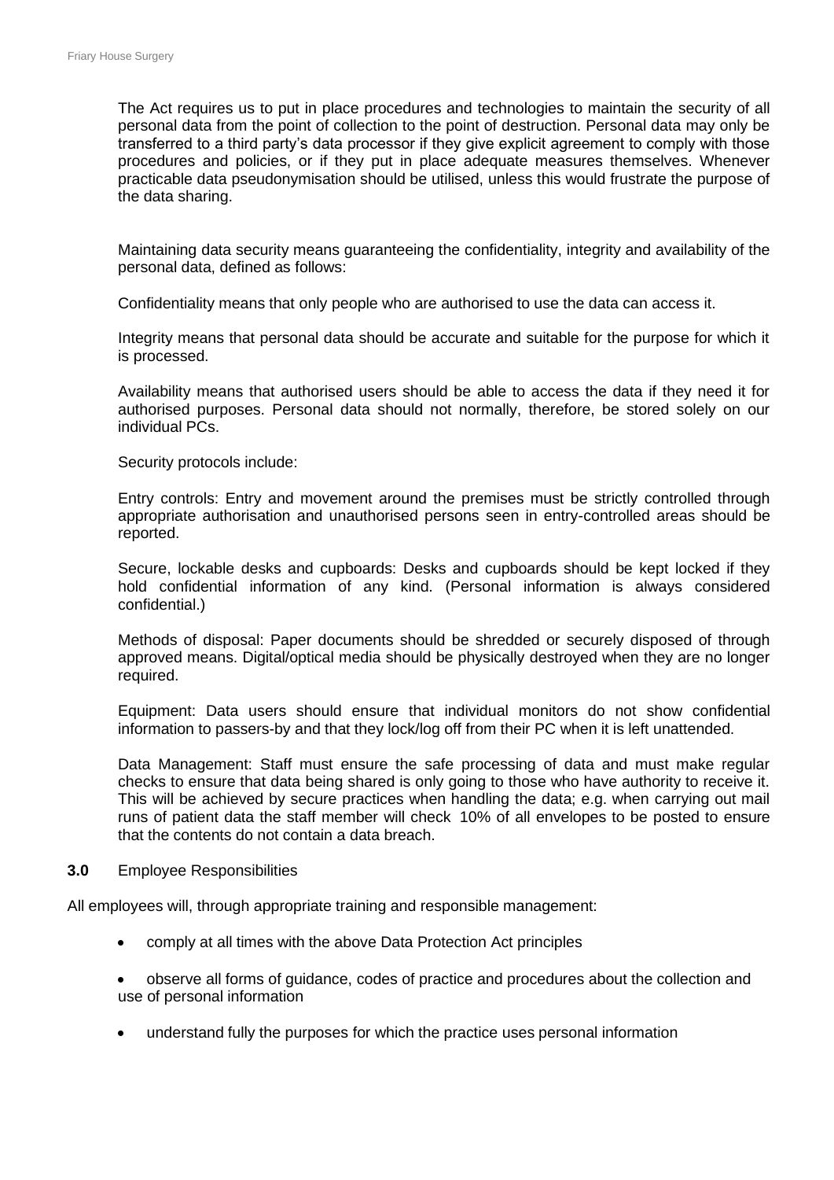The Act requires us to put in place procedures and technologies to maintain the security of all personal data from the point of collection to the point of destruction. Personal data may only be transferred to a third party's data processor if they give explicit agreement to comply with those procedures and policies, or if they put in place adequate measures themselves. Whenever practicable data pseudonymisation should be utilised, unless this would frustrate the purpose of the data sharing.

Maintaining data security means guaranteeing the confidentiality, integrity and availability of the personal data, defined as follows:

Confidentiality means that only people who are authorised to use the data can access it.

Integrity means that personal data should be accurate and suitable for the purpose for which it is processed.

Availability means that authorised users should be able to access the data if they need it for authorised purposes. Personal data should not normally, therefore, be stored solely on our individual PCs.

Security protocols include:

Entry controls: Entry and movement around the premises must be strictly controlled through appropriate authorisation and unauthorised persons seen in entry-controlled areas should be reported.

Secure, lockable desks and cupboards: Desks and cupboards should be kept locked if they hold confidential information of any kind. (Personal information is always considered confidential.)

Methods of disposal: Paper documents should be shredded or securely disposed of through approved means. Digital/optical media should be physically destroyed when they are no longer required.

Equipment: Data users should ensure that individual monitors do not show confidential information to passers-by and that they lock/log off from their PC when it is left unattended.

Data Management: Staff must ensure the safe processing of data and must make regular checks to ensure that data being shared is only going to those who have authority to receive it. This will be achieved by secure practices when handling the data; e.g. when carrying out mail runs of patient data the staff member will check 10% of all envelopes to be posted to ensure that the contents do not contain a data breach.

## 3.0 Employee Responsibilities

All employees will, through appropriate training and responsible management:

- comply at all times with the above Data Protection Act principles
- observe all forms of guidance, codes of practice and procedures about the collection and use of personal information
- understand fully the purposes for which the practice uses personal information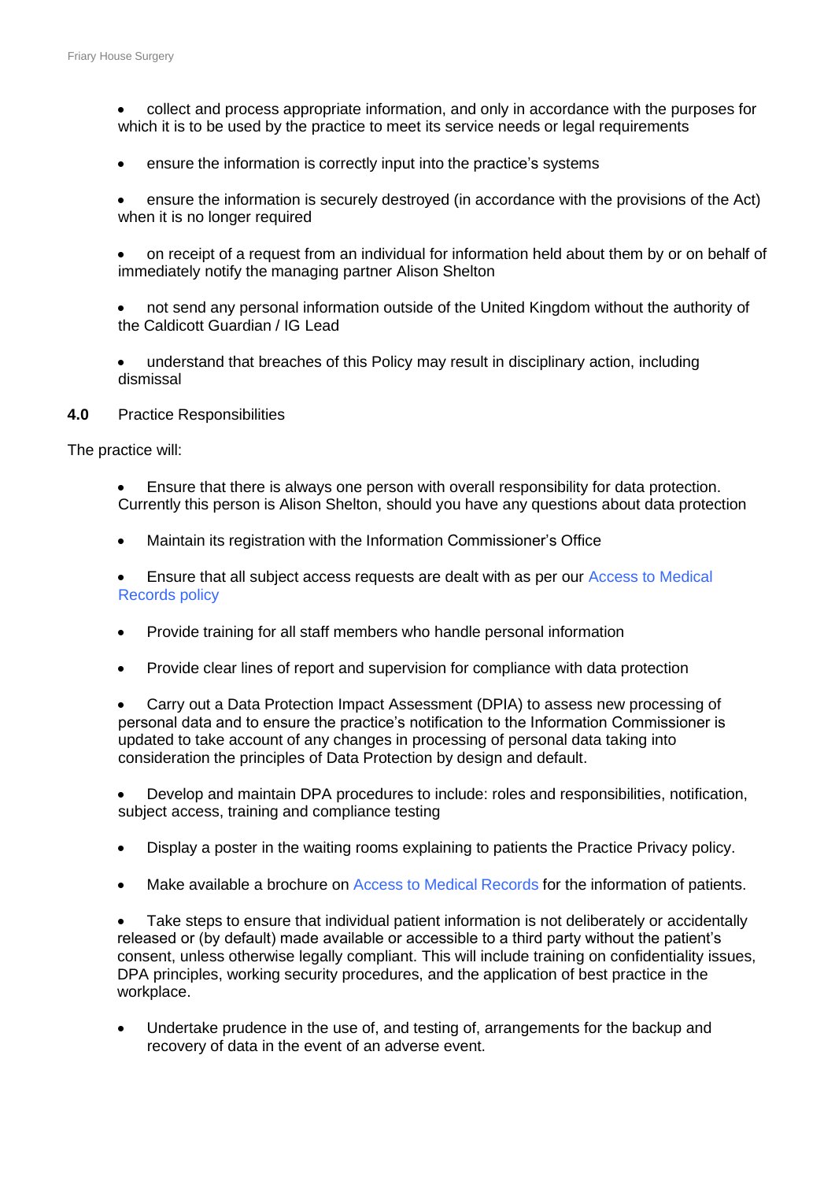- collect and process appropriate information, and only in accordance with the purposes for which it is to be used by the practice to meet its service needs or legal requirements

- ensure the information is correctly input into the practice's systems

- ensure the information is securely destroyed (in accordance with the provisions of the Act) when it is no longer required

- on receipt of a request from an individual for information held about them by or on behalf of immediately notify the managing partner Alison Shelton

- not send any personal information outside of the United Kingdom without the authority of the Caldicott Guardian / IG Lead

- understand that breaches of this Policy may result in disciplinary action, including dismissal

**4.0** Practice Responsibilities

The practice will:

- Ensure that there is always one person with overall responsibility for data protection. Currently this person is Alison Shelton, should you have any questions about data protection

- Maintain its registration with the Information Commissioner's Office

- Ensure that all subject access requests are dealt with as per our Access to Medical Records policy

- Provide training for all staff members who handle personal information

- Provide clear lines of report and supervision for compliance with data protection

- Carry out a Data Protection Impact Assessment (DPIA) to assess new processing of personal data and to ensure the practice's notification to the Information Commissioner is updated to take account of any changes in processing of personal data taking into consideration the principles of Data Protection by design and default.

- Develop and maintain DPA procedures to include: roles and responsibilities, notification, subject access, training and compliance testing

- Display a poster in the waiting rooms explaining to patients the Practice Privacy policy.

- Make available a brochure on Access to Medical Records for the information of patients.

- Take steps to ensure that individual patient information is not deliberately or accidentally released or (by default) made available or accessible to a third party without the patient's consent, unless otherwise legally compliant. This will include training on confidentiality issues, DPA principles, working security procedures, and the application of best practice in the workplace.

- Undertake prudence in the use of, and testing of, arrangements for the backup and recovery of data in the event of an adverse event.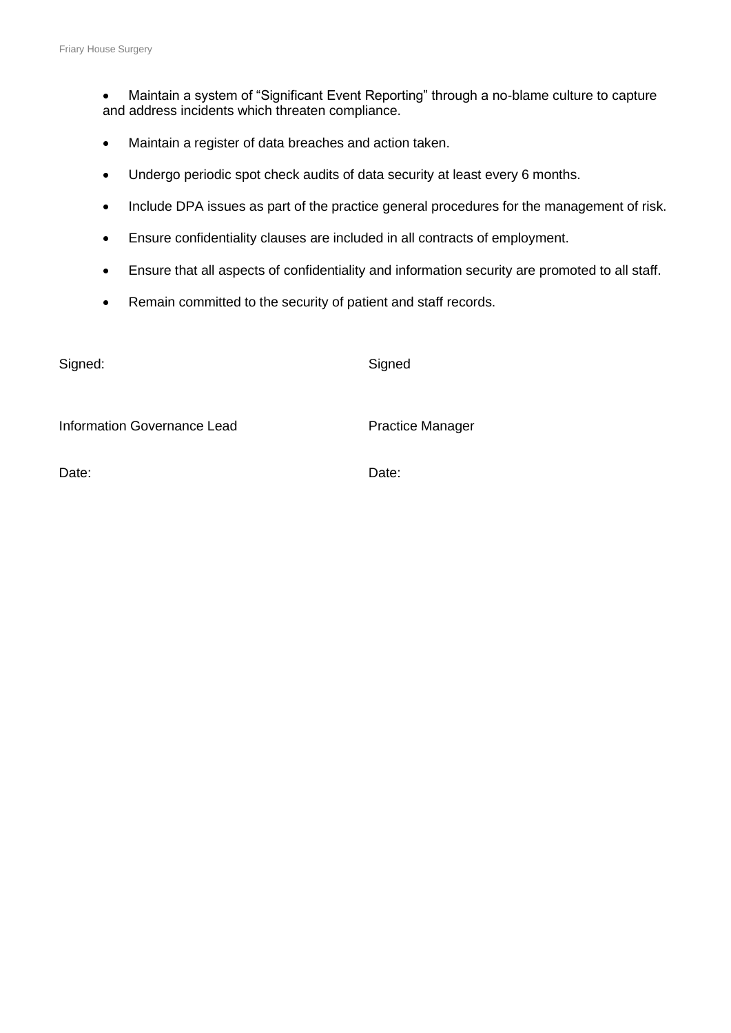- Maintain a system of "Significant Event Reporting" through a no-blame culture to capture and address incidents which threaten compliance.
- Maintain a register of data breaches and action taken.
- Undergo periodic spot check audits of data security at least every 6 months.
- Include DPA issues as part of the practice general procedures for the management of risk.
- Ensure confidentiality clauses are included in all contracts of employment.
- Ensure that all aspects of confidentiality and information security are promoted to all staff.
- Remain committed to the security of patient and staff records.

Signed:

Information Governance Lead

Date:

Signed

Practice Manager

Date: